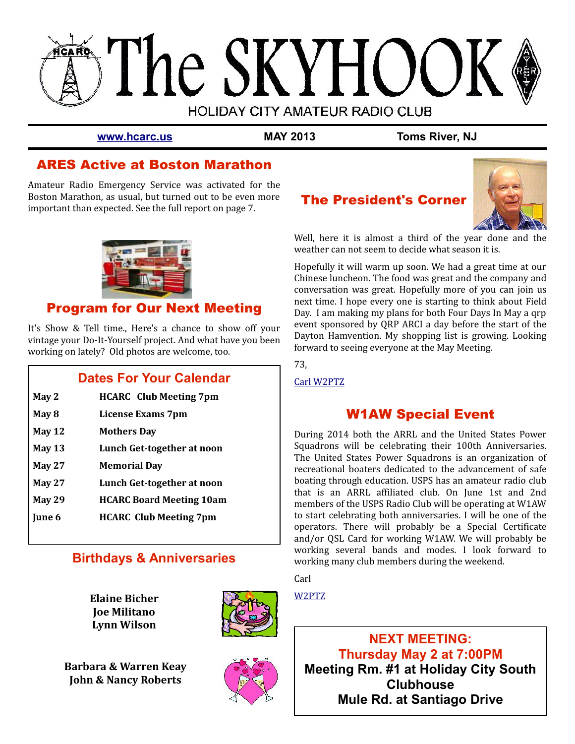# The SKYHOOK

HOLIDAY CITY AMATEUR RADIO CLUB

www.hcarc.us | MAY 2013 | Toms River, NJ

## ARES Active at Boston Marathon

Amateur Radio Emergency Service was activated for the Boston Marathon, as usual, but turned out to be even more important than expected. See the full report on page 7.

## Program for Our Next Meeting

It's Show & Tell time., Here's a chance to show off your vintage your Do-It-Yourself project. And what have you been working on lately? Old photos are welcome, too.

## Dates For Your Calendar

| | |
|---|---|
| **May 2** | **HCARC Club Meeting 7pm** |
| **May 8** | **License Exams 7pm** |
| **May 12** | **Mothers Day** |
| **May 13** | **Lunch Get-together at noon** |
| **May 27** | **Memorial Day** |
| **May 27** | **Lunch Get-together at noon** |
| **May 29** | **HCARC Board Meeting 10am** |
| **June 6** | **HCARC Club Meeting 7pm** |

## Birthdays & Anniversaries

**Elaine Bicher**
**Joe Militano**
**Lynn Wilson**

**Barbara & Warren Keay**
**John & Nancy Roberts**

## The President's Corner

Well, here it is almost a third of the year done and the weather can not seem to decide what season it is.

Hopefully it will warm up soon. We had a great time at our Chinese luncheon. The food was great and the company and conversation was great. Hopefully more of you can join us next time. I hope every one is starting to think about Field Day. I am making my plans for both Four Days In May a qrp event sponsored by QRP ARCI a day before the start of the Dayton Hamvention. My shopping list is growing. Looking forward to seeing everyone at the May Meeting.

73,

Carl W2PTZ

## W1AW Special Event

During 2014 both the ARRL and the United States Power Squadrons will be celebrating their 100th Anniversaries. The United States Power Squadrons is an organization of recreational boaters dedicated to the advancement of safe boating through education. USPS has an amateur radio club that is an ARRL affiliated club. On June 1st and 2nd members of the USPS Radio Club will be operating at W1AW to start celebrating both anniversaries. I will be one of the operators. There will probably be a Special Certificate and/or QSL Card for working W1AW. We will probably be working several bands and modes. I look forward to working many club members during the weekend.

Carl

W2PTZ

**NEXT MEETING:**
**Thursday May 2 at 7:00PM**
**Meeting Rm. #1 at Holiday City South Clubhouse**
**Mule Rd. at Santiago Drive**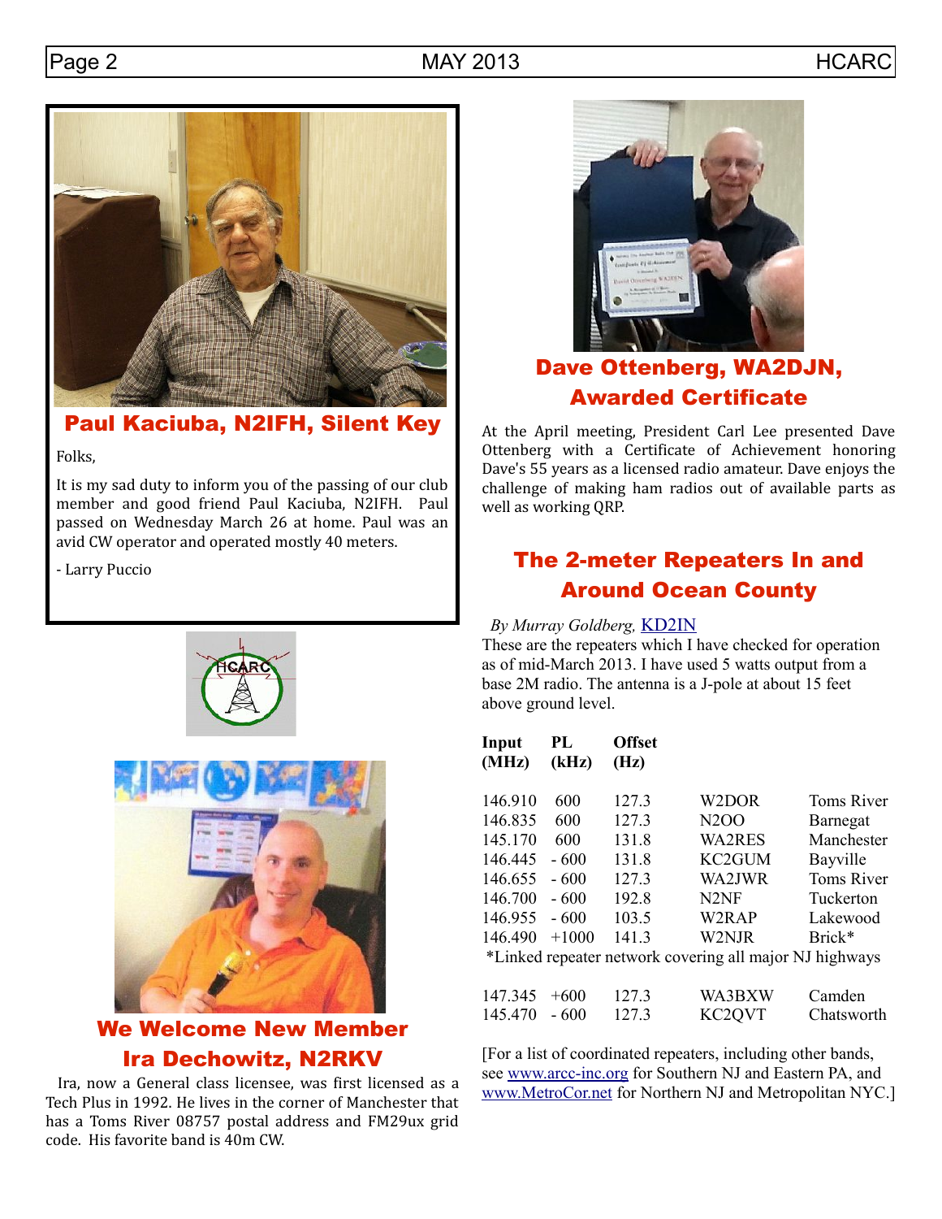## Paul Kaciuba, N2IFH, Silent Key

Folks,

It is my sad duty to inform you of the passing of our club member and good friend Paul Kaciuba, N2IFH. Paul passed on Wednesday March 26 at home. Paul was an avid CW operator and operated mostly 40 meters.

- Larry Puccio

## We Welcome New Member Ira Dechowitz, N2RKV

Ira, now a General class licensee, was first licensed as a Tech Plus in 1992. He lives in the corner of Manchester that has a Toms River 08757 postal address and FM29ux grid code. His favorite band is 40m CW.

## Dave Ottenberg, WA2DJN, Awarded Certificate

At the April meeting, President Carl Lee presented Dave Ottenberg with a Certificate of Achievement honoring Dave's 55 years as a licensed radio amateur. Dave enjoys the challenge of making ham radios out of available parts as well as working QRP.

## The 2-meter Repeaters In and Around Ocean County

*By Murray Goldberg,* KD2IN

These are the repeaters which I have checked for operation as of mid-March 2013. I have used 5 watts output from a base 2M radio. The antenna is a J-pole at about 15 feet above ground level.

| Input (MHz) | PL (kHz) | Offset (Hz) | | |
|---|---|---|---|---|
| 146.910 | 600 | 127.3 | W2DOR | Toms River |
| 146.835 | 600 | 127.3 | N2OO | Barnegat |
| 145.170 | 600 | 131.8 | WA2RES | Manchester |
| 146.445 | - 600 | 131.8 | KC2GUM | Bayville |
| 146.655 | - 600 | 127.3 | WA2JWR | Toms River |
| 146.700 | - 600 | 192.8 | N2NF | Tuckerton |
| 146.955 | - 600 | 103.5 | W2RAP | Lakewood |
| 146.490 | +1000 | 141.3 | W2NJR | Brick* |
| 147.345 | +600 | 127.3 | WA3BXW | Camden |
| 145.470 | - 600 | 127.3 | KC2QVT | Chatsworth |

*Linked repeater network covering all major NJ highways

[For a list of coordinated repeaters, including other bands, see www.arcc-inc.org for Southern NJ and Eastern PA, and www.MetroCor.net for Northern NJ and Metropolitan NYC.]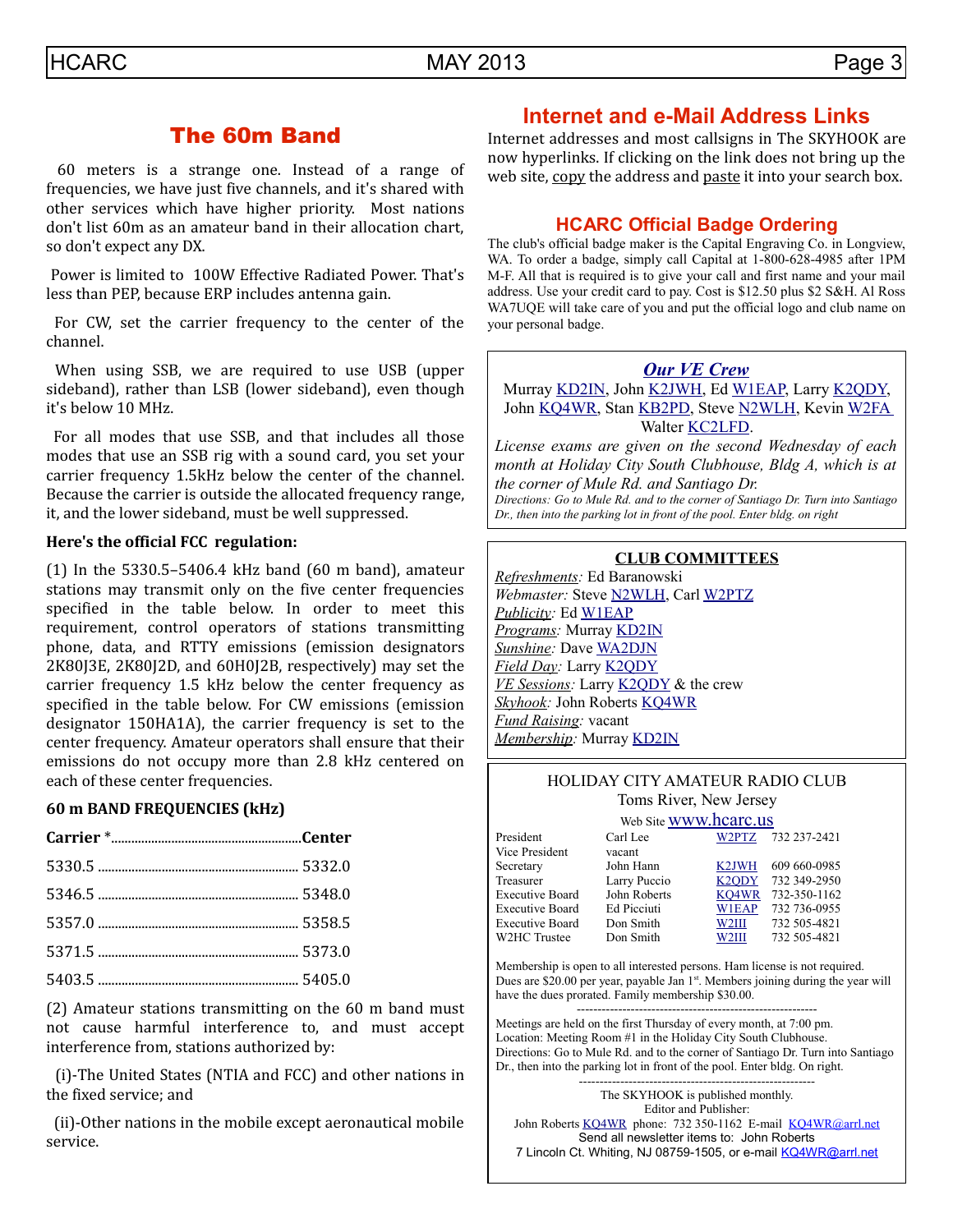## The 60m Band

60 meters is a strange one. Instead of a range of frequencies, we have just five channels, and it's shared with other services which have higher priority. Most nations don't list 60m as an amateur band in their allocation chart, so don't expect any DX.

Power is limited to 100W Effective Radiated Power. That's less than PEP, because ERP includes antenna gain.

For CW, set the carrier frequency to the center of the channel.

When using SSB, we are required to use USB (upper sideband), rather than LSB (lower sideband), even though it's below 10 MHz.

For all modes that use SSB, and that includes all those modes that use an SSB rig with a sound card, you set your carrier frequency 1.5kHz below the center of the channel. Because the carrier is outside the allocated frequency range, it, and the lower sideband, must be well suppressed.

**Here's the official FCC regulation:**

(1) In the 5330.5–5406.4 kHz band (60 m band), amateur stations may transmit only on the five center frequencies specified in the table below. In order to meet this requirement, control operators of stations transmitting phone, data, and RTTY emissions (emission designators 2K80J3E, 2K80J2D, and 60H0J2B, respectively) may set the carrier frequency 1.5 kHz below the center frequency as specified in the table below. For CW emissions (emission designator 150HA1A), the carrier frequency is set to the center frequency. Amateur operators shall ensure that their emissions do not occupy more than 2.8 kHz centered on each of these center frequencies.

**60 m BAND FREQUENCIES (kHz)**

| Carrier * | Center |
|---|---|
| 5330.5 | 5332.0 |
| 5346.5 | 5348.0 |
| 5357.0 | 5358.5 |
| 5371.5 | 5373.0 |
| 5403.5 | 5405.0 |

(2) Amateur stations transmitting on the 60 m band must not cause harmful interference to, and must accept interference from, stations authorized by:

(i)-The United States (NTIA and FCC) and other nations in the fixed service; and

(ii)-Other nations in the mobile except aeronautical mobile service.

## Internet and e-Mail Address Links

Internet addresses and most callsigns in The SKYHOOK are now hyperlinks. If clicking on the link does not bring up the web site, copy the address and paste it into your search box.

### HCARC Official Badge Ordering

The club's official badge maker is the Capital Engraving Co. in Longview, WA. To order a badge, simply call Capital at 1-800-628-4985 after 1PM M-F. All that is required is to give your call and first name and your mail address. Use your credit card to pay. Cost is $12.50 plus $2 S&H. Al Ross WA7UQE will take care of you and put the official logo and club name on your personal badge.

### *Our VE Crew*

Murray KD2IN, John K2JWH, Ed W1EAP, Larry K2QDY, John KQ4WR, Stan KB2PD, Steve N2WLH, Kevin W2FA Walter KC2LFD.

*License exams are given on the second Wednesday of each month at Holiday City South Clubhouse, Bldg A, which is at the corner of Mule Rd. and Santiago Dr.*

*Directions: Go to Mule Rd. and to the corner of Santiago Dr. Turn into Santiago Dr., then into the parking lot in front of the pool. Enter bldg. on right*

### CLUB COMMITTEES

*Refreshments:* Ed Baranowski
*Webmaster:* Steve N2WLH, Carl W2PTZ
*Publicity:* Ed W1EAP
*Programs:* Murray KD2IN
*Sunshine:* Dave WA2DJN
*Field Day:* Larry K2QDY
*VE Sessions:* Larry K2QDY & the crew
*Skyhook:* John Roberts KQ4WR
*Fund Raising:* vacant
*Membership:* Murray KD2IN

### HOLIDAY CITY AMATEUR RADIO CLUB

Toms River, New Jersey

Web Site www.hcarc.us

| | | | |
|---|---|---|---|
| President | Carl Lee | W2PTZ | 732 237-2421 |
| Vice President | vacant | | |
| Secretary | John Hann | K2JWH | 609 660-0985 |
| Treasurer | Larry Puccio | K2QDY | 732 349-2950 |
| Executive Board | John Roberts | KQ4WR | 732-350-1162 |
| Executive Board | Ed Picciuti | W1EAP | 732 736-0955 |
| Executive Board | Don Smith | W2III | 732 505-4821 |
| W2HC Trustee | Don Smith | W2III | 732 505-4821 |

Membership is open to all interested persons. Ham license is not required. Dues are $20.00 per year, payable Jan 1st. Members joining during the year will have the dues prorated. Family membership $30.00.

---

Meetings are held on the first Thursday of every month, at 7:00 pm.
Location: Meeting Room #1 in the Holiday City South Clubhouse.
Directions: Go to Mule Rd. and to the corner of Santiago Dr. Turn into Santiago Dr., then into the parking lot in front of the pool. Enter bldg. On right.

---

The SKYHOOK is published monthly.
Editor and Publisher:
John Roberts KQ4WR phone: 732 350-1162 E-mail KQ4WR@arrl.net
Send all newsletter items to: John Roberts
7 Lincoln Ct. Whiting, NJ 08759-1505, or e-mail KQ4WR@arrl.net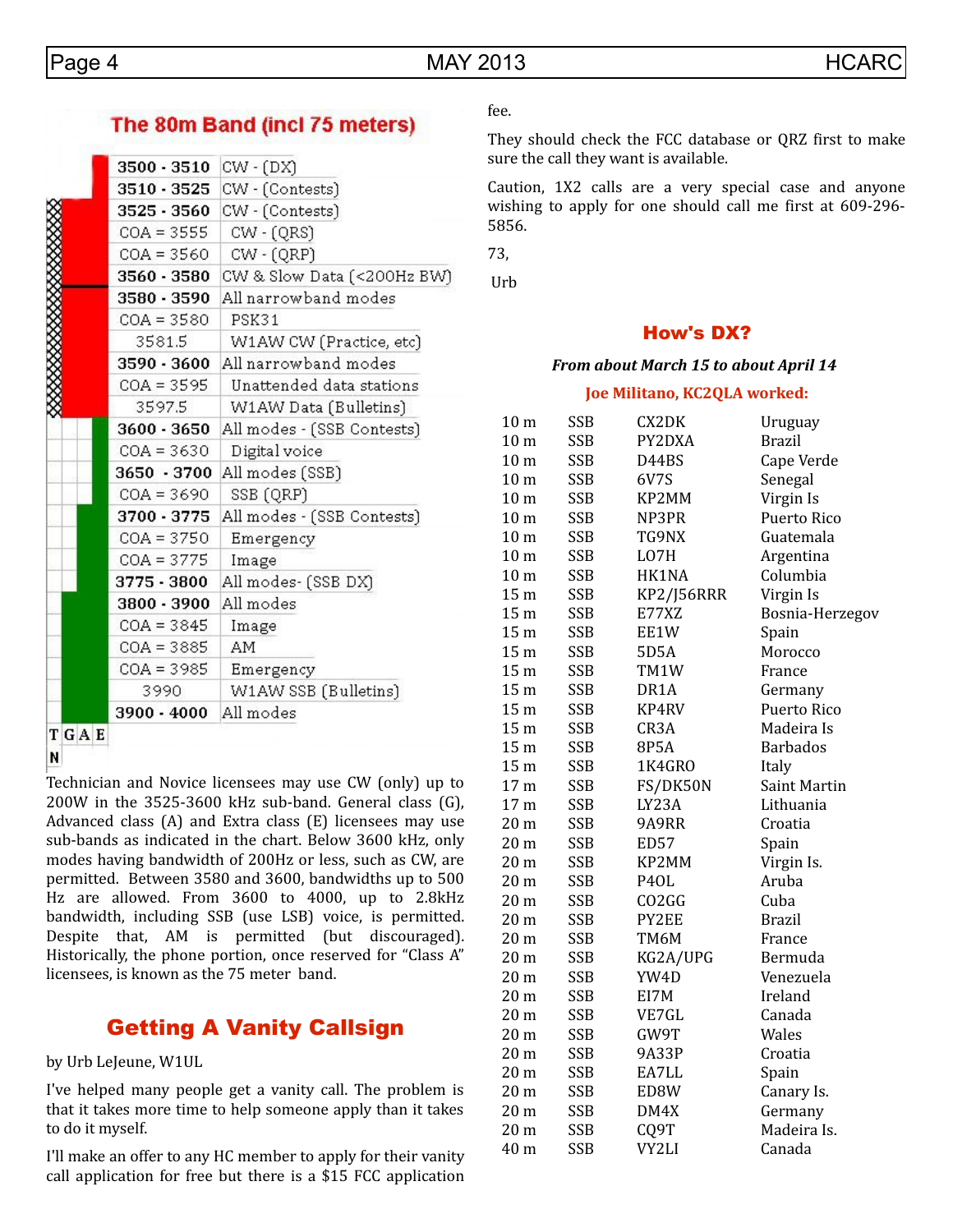## The 80m Band (incl 75 meters)

| Frequency | Use |
|---|---|
| 3500 - 3510 | CW - (DX) |
| 3510 - 3525 | CW - (Contests) |
| 3525 - 3560 | CW - (Contests) |
| COA = 3555 | CW - (QRS) |
| COA = 3560 | CW - (QRP) |
| 3560 - 3580 | CW & Slow Data (<200Hz BW) |
| 3580 - 3590 | All narrowband modes |
| COA = 3580 | PSK31 |
| 3581.5 | W1AW CW (Practice, etc) |
| 3590 - 3600 | All narrowband modes |
| COA = 3595 | Unattended data stations |
| 3597.5 | W1AW Data (Bulletins) |
| 3600 - 3650 | All modes - (SSB Contests) |
| COA = 3630 | Digital voice |
| 3650 - 3700 | All modes (SSB) |
| COA = 3690 | SSB (QRP) |
| 3700 - 3775 | All modes - (SSB Contests) |
| COA = 3750 | Emergency |
| COA = 3775 | Image |
| 3775 - 3800 | All modes- (SSB DX) |
| 3800 - 3900 | All modes |
| COA = 3845 | Image |
| COA = 3885 | AM |
| COA = 3985 | Emergency |
| 3990 | W1AW SSB (Bulletins) |
| 3900 - 4000 | All modes |

T G A E
N

Technician and Novice licensees may use CW (only) up to 200W in the 3525-3600 kHz sub-band. General class (G), Advanced class (A) and Extra class (E) licensees may use sub-bands as indicated in the chart. Below 3600 kHz, only modes having bandwidth of 200Hz or less, such as CW, are permitted. Between 3580 and 3600, bandwidths up to 500 Hz are allowed. From 3600 to 4000, up to 2.8kHz bandwidth, including SSB (use LSB) voice, is permitted. Despite that, AM is permitted (but discouraged). Historically, the phone portion, once reserved for "Class A" licensees, is known as the 75 meter band.

## Getting A Vanity Callsign

by Urb LeJeune, W1UL

I've helped many people get a vanity call. The problem is that it takes more time to help someone apply than it takes to do it myself.

I'll make an offer to any HC member to apply for their vanity call application for free but there is a $15 FCC application fee.

They should check the FCC database or QRZ first to make sure the call they want is available.

Caution, 1X2 calls are a very special case and anyone wishing to apply for one should call me first at 609-296-5856.

73,

Urb

## How's DX?

***From about March 15 to about April 14***

**Joe Militano, KC2QLA worked:**

| Band | Mode | Call | Country |
|---|---|---|---|
| 10 m | SSB | CX2DK | Uruguay |
| 10 m | SSB | PY2DXA | Brazil |
| 10 m | SSB | D44BS | Cape Verde |
| 10 m | SSB | 6V7S | Senegal |
| 10 m | SSB | KP2MM | Virgin Is |
| 10 m | SSB | NP3PR | Puerto Rico |
| 10 m | SSB | TG9NX | Guatemala |
| 10 m | SSB | LO7H | Argentina |
| 10 m | SSB | HK1NA | Columbia |
| 15 m | SSB | KP2/J56RRR | Virgin Is |
| 15 m | SSB | E77XZ | Bosnia-Herzegov |
| 15 m | SSB | EE1W | Spain |
| 15 m | SSB | 5D5A | Morocco |
| 15 m | SSB | TM1W | France |
| 15 m | SSB | DR1A | Germany |
| 15 m | SSB | KP4RV | Puerto Rico |
| 15 m | SSB | CR3A | Madeira Is |
| 15 m | SSB | 8P5A | Barbados |
| 15 m | SSB | 1K4GRO | Italy |
| 17 m | SSB | FS/DK50N | Saint Martin |
| 17 m | SSB | LY23A | Lithuania |
| 20 m | SSB | 9A9RR | Croatia |
| 20 m | SSB | ED57 | Spain |
| 20 m | SSB | KP2MM | Virgin Is. |
| 20 m | SSB | P4OL | Aruba |
| 20 m | SSB | CO2GG | Cuba |
| 20 m | SSB | PY2EE | Brazil |
| 20 m | SSB | TM6M | France |
| 20 m | SSB | KG2A/UPG | Bermuda |
| 20 m | SSB | YW4D | Venezuela |
| 20 m | SSB | EI7M | Ireland |
| 20 m | SSB | VE7GL | Canada |
| 20 m | SSB | GW9T | Wales |
| 20 m | SSB | 9A33P | Croatia |
| 20 m | SSB | EA7LL | Spain |
| 20 m | SSB | ED8W | Canary Is. |
| 20 m | SSB | DM4X | Germany |
| 20 m | SSB | CQ9T | Madeira Is. |
| 40 m | SSB | VY2LI | Canada |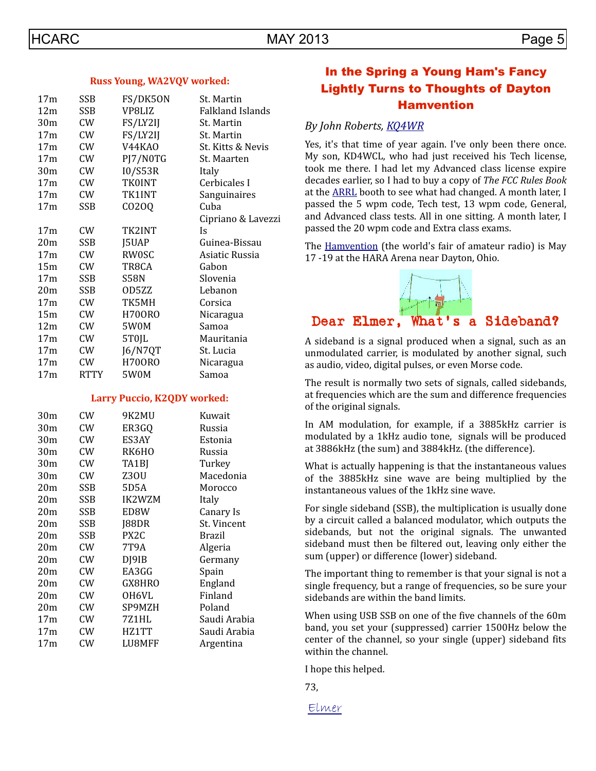**Russ Young, WA2VQV worked:**

| | | | |
|---|---|---|---|
| 17m | SSB | FS/DK5ON | St. Martin |
| 12m | SSB | VP8LIZ | Falkland Islands |
| 30m | CW | FS/LY2IJ | St. Martin |
| 17m | CW | FS/LY2IJ | St. Martin |
| 17m | CW | V44KAO | St. Kitts & Nevis |
| 17m | CW | PJ7/N0TG | St. Maarten |
| 30m | CW | I0/S53R | Italy |
| 17m | CW | TK0INT | Cerbicales I |
| 17m | CW | TK1INT | Sanguinaires |
| 17m | SSB | CO2OQ | Cuba |
| 17m | CW | TK2INT | Cipriano & Lavezzi Is |
| 20m | SSB | J5UAP | Guinea-Bissau |
| 17m | CW | RW0SC | Asiatic Russia |
| 15m | CW | TR8CA | Gabon |
| 17m | SSB | S58N | Slovenia |
| 20m | SSB | OD5ZZ | Lebanon |
| 17m | CW | TK5MH | Corsica |
| 15m | CW | H70ORO | Nicaragua |
| 12m | CW | 5W0M | Samoa |
| 17m | CW | 5T0JL | Mauritania |
| 17m | CW | J6/N7QT | St. Lucia |
| 17m | CW | H70ORO | Nicaragua |
| 17m | RTTY | 5W0M | Samoa |

**Larry Puccio, K2QDY worked:**

| | | | |
|---|---|---|---|
| 30m | CW | 9K2MU | Kuwait |
| 30m | CW | ER3GQ | Russia |
| 30m | CW | ES3AY | Estonia |
| 30m | CW | RK6HO | Russia |
| 30m | CW | TA1BJ | Turkey |
| 30m | CW | Z3OU | Macedonia |
| 20m | SSB | 5D5A | Morocco |
| 20m | SSB | IK2WZM | Italy |
| 20m | SSB | ED8W | Canary Is |
| 20m | SSB | J88DR | St. Vincent |
| 20m | SSB | PX2C | Brazil |
| 20m | CW | 7T9A | Algeria |
| 20m | CW | DJ9IB | Germany |
| 20m | CW | EA3GG | Spain |
| 20m | CW | GX8HRO | England |
| 20m | CW | OH6VL | Finland |
| 20m | CW | SP9MZH | Poland |
| 17m | CW | 7Z1HL | Saudi Arabia |
| 17m | CW | HZ1TT | Saudi Arabia |
| 17m | CW | LU8MFF | Argentina |

## In the Spring a Young Ham's Fancy Lightly Turns to Thoughts of Dayton Hamvention

*By John Roberts, KQ4WR*

Yes, it's that time of year again. I've only been there once. My son, KD4WCL, who had just received his Tech license, took me there. I had let my Advanced class license expire decades earlier, so I had to buy a copy of *The FCC Rules Book* at the ARRL booth to see what had changed. A month later, I passed the 5 wpm code, Tech test, 13 wpm code, General, and Advanced class tests. All in one sitting. A month later, I passed the 20 wpm code and Extra class exams.

The Hamvention (the world's fair of amateur radio) is May 17 -19 at the HARA Arena near Dayton, Ohio.

## Dear Elmer, What's a Sideband?

A sideband is a signal produced when a signal, such as an unmodulated carrier, is modulated by another signal, such as audio, video, digital pulses, or even Morse code.

The result is normally two sets of signals, called sidebands, at frequencies which are the sum and difference frequencies of the original signals.

In AM modulation, for example, if a 3885kHz carrier is modulated by a 1kHz audio tone, signals will be produced at 3886kHz (the sum) and 3884kHz. (the difference).

What is actually happening is that the instantaneous values of the 3885kHz sine wave are being multiplied by the instantaneous values of the 1kHz sine wave.

For single sideband (SSB), the multiplication is usually done by a circuit called a balanced modulator, which outputs the sidebands, but not the original signals. The unwanted sideband must then be filtered out, leaving only either the sum (upper) or difference (lower) sideband.

The important thing to remember is that your signal is not a single frequency, but a range of frequencies, so be sure your sidebands are within the band limits.

When using USB SSB on one of the five channels of the 60m band, you set your (suppressed) carrier 1500Hz below the center of the channel, so your single (upper) sideband fits within the channel.

I hope this helped.

73,

Elmer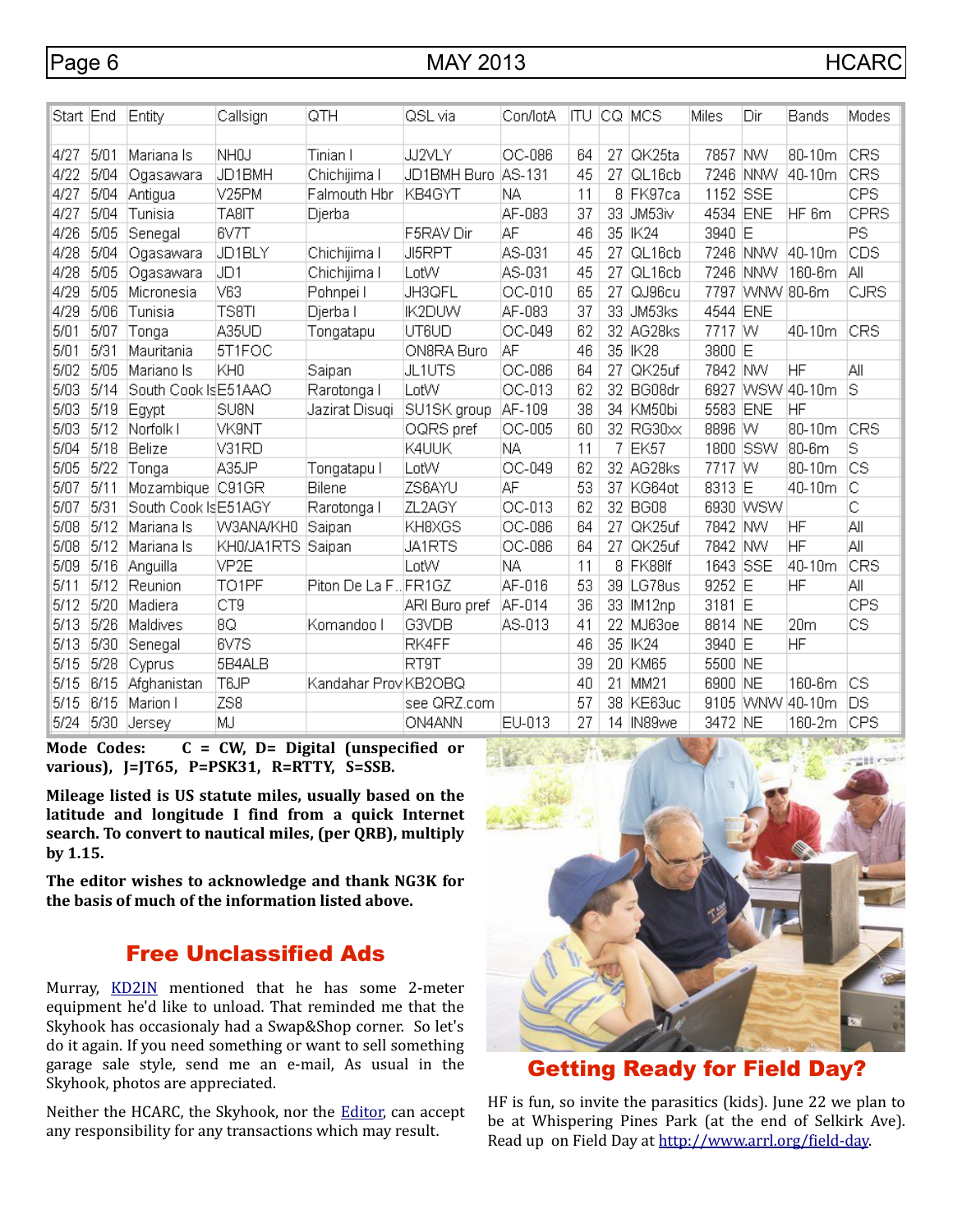| Start | End | Entity | Callsign | QTH | QSL via | Con/IotA | ITU | CQ | MCS | Miles | Dir | Bands | Modes |
|---|---|---|---|---|---|---|---|---|---|---|---|---|---|
| 4/27 | 5/01 | Mariana Is | NH0J | Tinian I | JJ2VLY | OC-086 | 64 | 27 | QK25ta | 7857 | NW | 80-10m | CRS |
| 4/22 | 5/04 | Ogasawara | JD1BMH | Chichijima I | JD1BMH Buro | AS-131 | 45 | 27 | QL16cb | 7246 | NNW | 40-10m | CRS |
| 4/27 | 5/04 | Antigua | V25PM | Falmouth Hbr | KB4GYT | NA | 11 | 8 | FK97ca | 1152 | SSE | | CPS |
| 4/27 | 5/04 | Tunisia | TA8IT | Djerba | | AF-083 | 37 | 33 | JM53iv | 4534 | ENE | HF 6m | CPRS |
| 4/26 | 5/05 | Senegal | 6V7T | | F5RAV Dir | AF | 46 | 35 | IK24 | 3940 | E | | PS |
| 4/28 | 5/04 | Ogasawara | JD1BLY | Chichijima I | JI5RPT | AS-031 | 45 | 27 | QL16cb | 7246 | NNW | 40-10m | CDS |
| 4/28 | 5/05 | Ogasawara | JD1 | Chichijima I | LotW | AS-031 | 45 | 27 | QL16cb | 7246 | NNW | 160-6m | All |
| 4/29 | 5/05 | Micronesia | V63 | Pohnpei I | JH3QFL | OC-010 | 65 | 27 | QJ96cu | 7797 | WNW | 80-6m | CJRS |
| 4/29 | 5/06 | Tunisia | TS8TI | Djerba I | IK2DUW | AF-083 | 37 | 33 | JM53ks | 4544 | ENE | | |
| 5/01 | 5/07 | Tonga | A35UD | Tongatapu | UT6UD | OC-049 | 62 | 32 | AG28ks | 7717 | W | 40-10m | CRS |
| 5/01 | 5/31 | Mauritania | 5T1FOC | | ON8RA Buro | AF | 46 | 35 | IK28 | 3800 | E | | |
| 5/02 | 5/05 | Mariano Is | KH0 | Saipan | JL1UTS | OC-086 | 64 | 27 | QK25uf | 7842 | NW | HF | All |
| 5/03 | 5/14 | South Cook Is | E51AAO | Rarotonga I | LotW | OC-013 | 62 | 32 | BG08dr | 6927 | WSW | 40-10m | S |
| 5/03 | 5/19 | Egypt | SU8N | Jazirat Disuqi | SU1SK group | AF-109 | 38 | 34 | KM50bi | 5583 | ENE | HF | |
| 5/03 | 5/12 | Norfolk I | VK9NT | | OQRS pref | OC-005 | 60 | 32 | RG30xx | 8896 | W | 80-10m | CRS |
| 5/04 | 5/18 | Belize | V31RD | | K4UUK | NA | 11 | 7 | EK57 | 1800 | SSW | 80-6m | S |
| 5/05 | 5/22 | Tonga | A35JP | Tongatapu I | LotW | OC-049 | 62 | 32 | AG28ks | 7717 | W | 80-10m | CS |
| 5/07 | 5/11 | Mozambique | C91GR | Bilene | ZS6AYU | AF | 53 | 37 | KG64ot | 8313 | E | 40-10m | C |
| 5/07 | 5/31 | South Cook Is | E51AGY | Rarotonga I | ZL2AGY | OC-013 | 62 | 32 | BG08 | 6930 | WSW | | C |
| 5/08 | 5/12 | Mariana Is | W3ANA/KH0 | Saipan | KH8XGS | OC-086 | 64 | 27 | QK25uf | 7842 | NW | HF | All |
| 5/08 | 5/12 | Mariana Is | KH0/JA1RTS | Saipan | JA1RTS | OC-086 | 64 | 27 | QK25uf | 7842 | NW | HF | All |
| 5/09 | 5/16 | Anguilla | VP2E | | LotW | NA | 11 | 8 | FK88lf | 1643 | SSE | 40-10m | CRS |
| 5/11 | 5/12 | Reunion | TO1PF | Piton De La F.. | FR1GZ | AF-016 | 53 | 39 | LG78us | 9252 | E | HF | All |
| 5/12 | 5/20 | Madiera | CT9 | | ARI Buro pref | AF-014 | 36 | 33 | IM12np | 3181 | E | | CPS |
| 5/13 | 5/26 | Maldives | 8Q | Komandoo I | G3VDB | AS-013 | 41 | 22 | MJ63oe | 8814 | NE | 20m | CS |
| 5/13 | 5/30 | Senegal | 6V7S | | RK4FF | | 46 | 35 | IK24 | 3940 | E | HF | |
| 5/15 | 5/28 | Cyprus | 5B4ALB | | RT9T | | 39 | 20 | KM65 | 5500 | NE | | |
| 5/15 | 6/15 | Afghanistan | T6JP | Kandahar Prov | KB2OBQ | | 40 | 21 | MM21 | 6900 | NE | 160-6m | CS |
| 5/15 | 6/15 | Marion I | ZS8 | | see QRZ.com | | 57 | 38 | KE63uc | 9105 | WNW | 40-10m | DS |
| 5/24 | 5/30 | Jersey | MJ | | ON4ANN | EU-013 | 27 | 14 | IN89we | 3472 | NE | 160-2m | CPS |

**Mode Codes: C = CW, D= Digital (unspecified or various), J=JT65, P=PSK31, R=RTTY, S=SSB.**

**Mileage listed is US statute miles, usually based on the latitude and longitude I find from a quick Internet search. To convert to nautical miles, (per QRB), multiply by 1.15.**

**The editor wishes to acknowledge and thank NG3K for the basis of much of the information listed above.**

## Free Unclassified Ads

Murray, KD2IN mentioned that he has some 2-meter equipment he'd like to unload. That reminded me that the Skyhook has occasionaly had a Swap&Shop corner. So let's do it again. If you need something or want to sell something garage sale style, send me an e-mail, As usual in the Skyhook, photos are appreciated.

Neither the HCARC, the Skyhook, nor the Editor, can accept any responsibility for any transactions which may result.

## Getting Ready for Field Day?

HF is fun, so invite the parasitics (kids). June 22 we plan to be at Whispering Pines Park (at the end of Selkirk Ave). Read up on Field Day at http://www.arrl.org/field-day.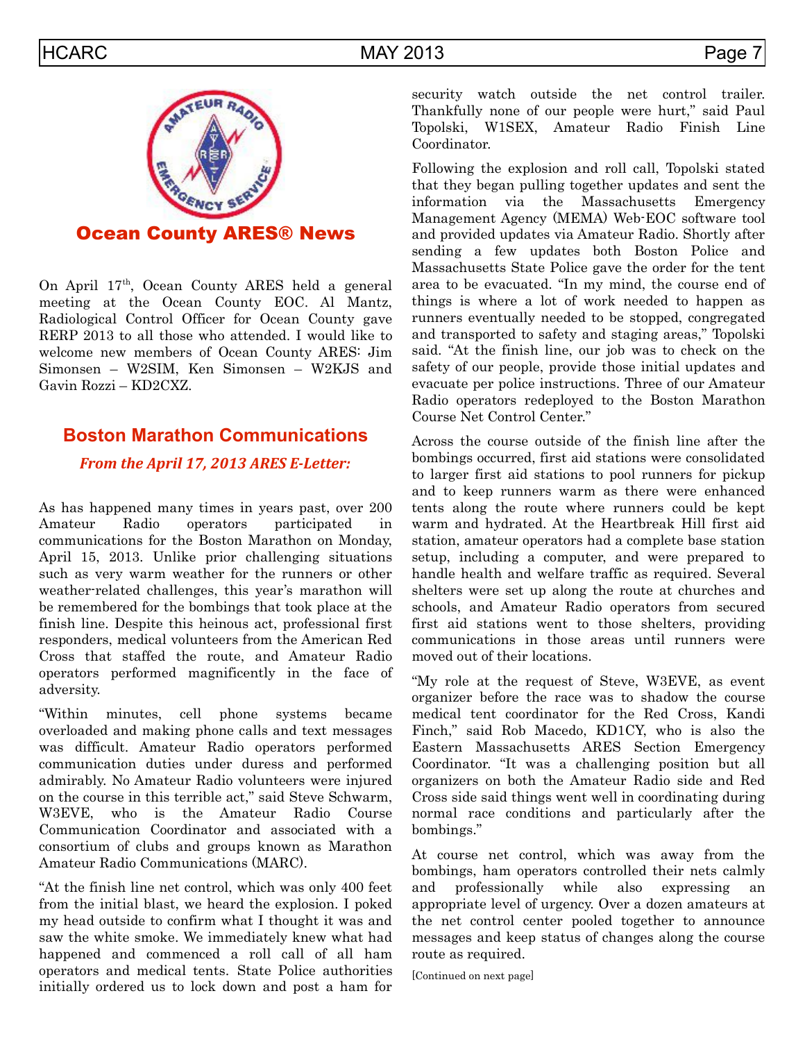## Ocean County ARES® News

On April 17th, Ocean County ARES held a general meeting at the Ocean County EOC. Al Mantz, Radiological Control Officer for Ocean County gave RERP 2013 to all those who attended. I would like to welcome new members of Ocean County ARES: Jim Simonsen – W2SIM, Ken Simonsen – W2KJS and Gavin Rozzi – KD2CXZ.

## Boston Marathon Communications

*From the April 17, 2013 ARES E-Letter:*

As has happened many times in years past, over 200 Amateur Radio operators participated in communications for the Boston Marathon on Monday, April 15, 2013. Unlike prior challenging situations such as very warm weather for the runners or other weather-related challenges, this year's marathon will be remembered for the bombings that took place at the finish line. Despite this heinous act, professional first responders, medical volunteers from the American Red Cross that staffed the route, and Amateur Radio operators performed magnificently in the face of adversity.

"Within minutes, cell phone systems became overloaded and making phone calls and text messages was difficult. Amateur Radio operators performed communication duties under duress and performed admirably. No Amateur Radio volunteers were injured on the course in this terrible act," said Steve Schwarm, W3EVE, who is the Amateur Radio Course Communication Coordinator and associated with a consortium of clubs and groups known as Marathon Amateur Radio Communications (MARC).

"At the finish line net control, which was only 400 feet from the initial blast, we heard the explosion. I poked my head outside to confirm what I thought it was and saw the white smoke. We immediately knew what had happened and commenced a roll call of all ham operators and medical tents. State Police authorities initially ordered us to lock down and post a ham for security watch outside the net control trailer. Thankfully none of our people were hurt," said Paul Topolski, W1SEX, Amateur Radio Finish Line Coordinator.

Following the explosion and roll call, Topolski stated that they began pulling together updates and sent the information via the Massachusetts Emergency Management Agency (MEMA) Web-EOC software tool and provided updates via Amateur Radio. Shortly after sending a few updates both Boston Police and Massachusetts State Police gave the order for the tent area to be evacuated. "In my mind, the course end of things is where a lot of work needed to happen as runners eventually needed to be stopped, congregated and transported to safety and staging areas," Topolski said. "At the finish line, our job was to check on the safety of our people, provide those initial updates and evacuate per police instructions. Three of our Amateur Radio operators redeployed to the Boston Marathon Course Net Control Center."

Across the course outside of the finish line after the bombings occurred, first aid stations were consolidated to larger first aid stations to pool runners for pickup and to keep runners warm as there were enhanced tents along the route where runners could be kept warm and hydrated. At the Heartbreak Hill first aid station, amateur operators had a complete base station setup, including a computer, and were prepared to handle health and welfare traffic as required. Several shelters were set up along the route at churches and schools, and Amateur Radio operators from secured first aid stations went to those shelters, providing communications in those areas until runners were moved out of their locations.

"My role at the request of Steve, W3EVE, as event organizer before the race was to shadow the course medical tent coordinator for the Red Cross, Kandi Finch," said Rob Macedo, KD1CY, who is also the Eastern Massachusetts ARES Section Emergency Coordinator. "It was a challenging position but all organizers on both the Amateur Radio side and Red Cross side said things went well in coordinating during normal race conditions and particularly after the bombings."

At course net control, which was away from the bombings, ham operators controlled their nets calmly and professionally while also expressing an appropriate level of urgency. Over a dozen amateurs at the net control center pooled together to announce messages and keep status of changes along the course route as required.

[Continued on next page]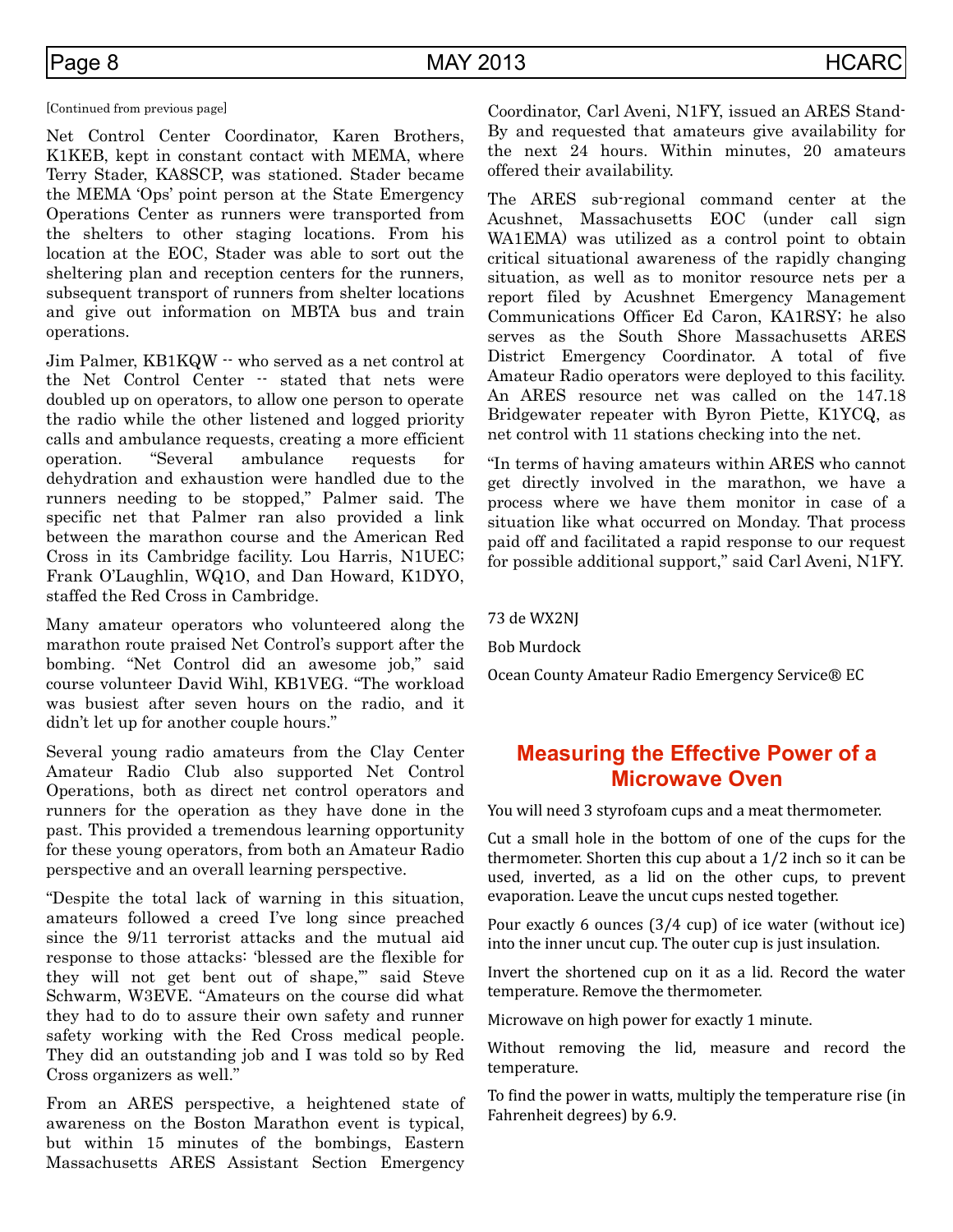[Continued from previous page]

Net Control Center Coordinator, Karen Brothers, K1KEB, kept in constant contact with MEMA, where Terry Stader, KA8SCP, was stationed. Stader became the MEMA 'Ops' point person at the State Emergency Operations Center as runners were transported from the shelters to other staging locations. From his location at the EOC, Stader was able to sort out the sheltering plan and reception centers for the runners, subsequent transport of runners from shelter locations and give out information on MBTA bus and train operations.

Jim Palmer, KB1KQW -- who served as a net control at the Net Control Center -- stated that nets were doubled up on operators, to allow one person to operate the radio while the other listened and logged priority calls and ambulance requests, creating a more efficient operation. "Several ambulance requests for dehydration and exhaustion were handled due to the runners needing to be stopped," Palmer said. The specific net that Palmer ran also provided a link between the marathon course and the American Red Cross in its Cambridge facility. Lou Harris, N1UEC; Frank O'Laughlin, WQ1O, and Dan Howard, K1DYO, staffed the Red Cross in Cambridge.

Many amateur operators who volunteered along the marathon route praised Net Control's support after the bombing. "Net Control did an awesome job," said course volunteer David Wihl, KB1VEG. "The workload was busiest after seven hours on the radio, and it didn't let up for another couple hours."

Several young radio amateurs from the Clay Center Amateur Radio Club also supported Net Control Operations, both as direct net control operators and runners for the operation as they have done in the past. This provided a tremendous learning opportunity for these young operators, from both an Amateur Radio perspective and an overall learning perspective.

"Despite the total lack of warning in this situation, amateurs followed a creed I've long since preached since the 9/11 terrorist attacks and the mutual aid response to those attacks: 'blessed are the flexible for they will not get bent out of shape,'" said Steve Schwarm, W3EVE. "Amateurs on the course did what they had to do to assure their own safety and runner safety working with the Red Cross medical people. They did an outstanding job and I was told so by Red Cross organizers as well."

From an ARES perspective, a heightened state of awareness on the Boston Marathon event is typical, but within 15 minutes of the bombings, Eastern Massachusetts ARES Assistant Section Emergency Coordinator, Carl Aveni, N1FY, issued an ARES Stand-By and requested that amateurs give availability for the next 24 hours. Within minutes, 20 amateurs offered their availability.

The ARES sub-regional command center at the Acushnet, Massachusetts EOC (under call sign WA1EMA) was utilized as a control point to obtain critical situational awareness of the rapidly changing situation, as well as to monitor resource nets per a report filed by Acushnet Emergency Management Communications Officer Ed Caron, KA1RSY; he also serves as the South Shore Massachusetts ARES District Emergency Coordinator. A total of five Amateur Radio operators were deployed to this facility. An ARES resource net was called on the 147.18 Bridgewater repeater with Byron Piette, K1YCQ, as net control with 11 stations checking into the net.

"In terms of having amateurs within ARES who cannot get directly involved in the marathon, we have a process where we have them monitor in case of a situation like what occurred on Monday. That process paid off and facilitated a rapid response to our request for possible additional support," said Carl Aveni, N1FY.

73 de WX2NJ

Bob Murdock

Ocean County Amateur Radio Emergency Service® EC

## Measuring the Effective Power of a Microwave Oven

You will need 3 styrofoam cups and a meat thermometer.

Cut a small hole in the bottom of one of the cups for the thermometer. Shorten this cup about a 1/2 inch so it can be used, inverted, as a lid on the other cups, to prevent evaporation. Leave the uncut cups nested together.

Pour exactly 6 ounces (3/4 cup) of ice water (without ice) into the inner uncut cup. The outer cup is just insulation.

Invert the shortened cup on it as a lid. Record the water temperature. Remove the thermometer.

Microwave on high power for exactly 1 minute.

Without removing the lid, measure and record the temperature.

To find the power in watts, multiply the temperature rise (in Fahrenheit degrees) by 6.9.